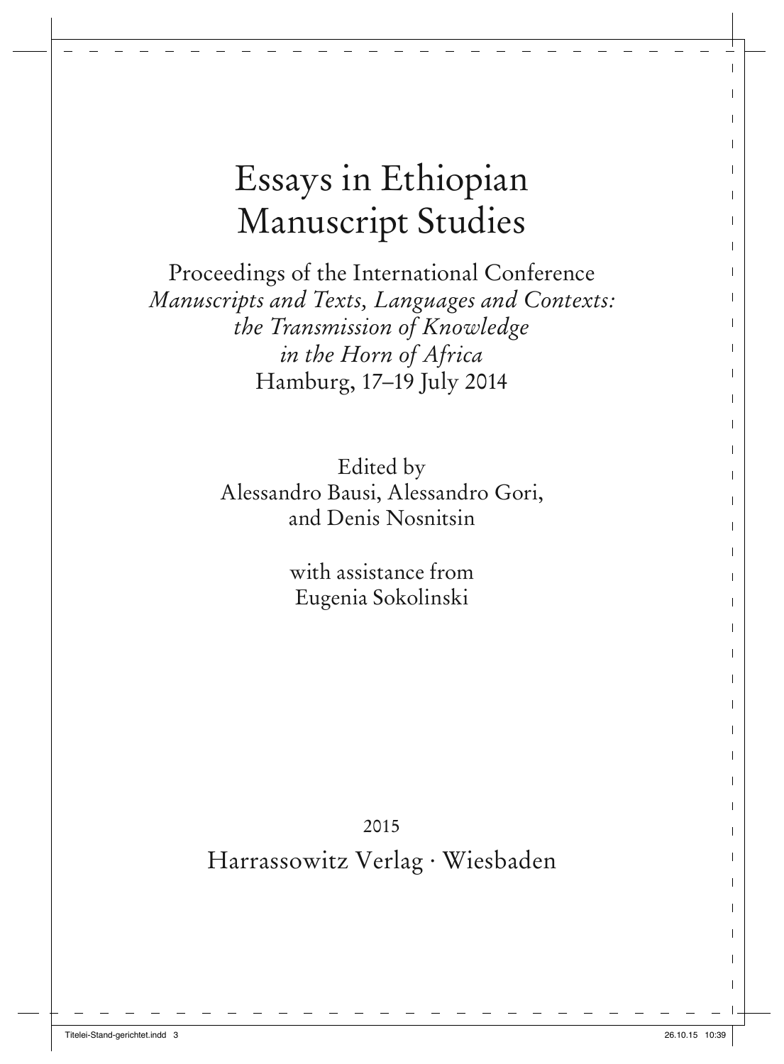# Essays in Ethiopian Manuscript Studies

Proceedings of the International Conference
*Manuscripts and Texts, Languages and Contexts: the Transmission of Knowledge in the Horn of Africa*
Hamburg, 17–19 July 2014

Edited by
Alessandro Bausi, Alessandro Gori, and Denis Nosnitsin

with assistance from
Eugenia Sokolinski

2015

Harrassowitz Verlag · Wiesbaden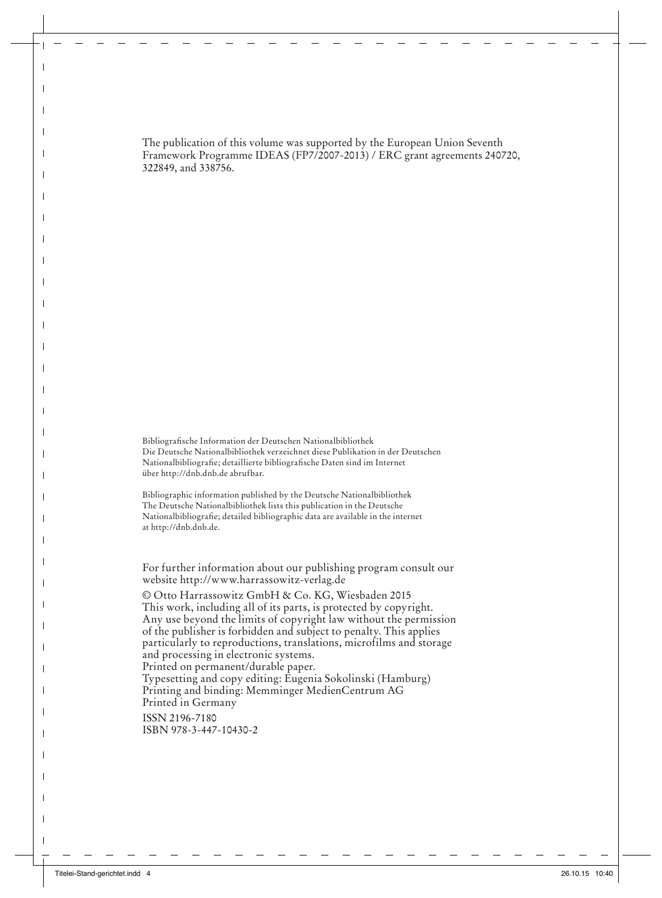The publication of this volume was supported by the European Union Seventh Framework Programme IDEAS (FP7/2007-2013) / ERC grant agreements 240720, 322849, and 338756.

Bibliografische Information der Deutschen Nationalbibliothek
Die Deutsche Nationalbibliothek verzeichnet diese Publikation in der Deutschen Nationalbibliografie; detaillierte bibliografische Daten sind im Internet über http://dnb.dnb.de abrufbar.

Bibliographic information published by the Deutsche Nationalbibliothek
The Deutsche Nationalbibliothek lists this publication in the Deutsche Nationalbibliografie; detailed bibliographic data are available in the internet at http://dnb.dnb.de.

For further information about our publishing program consult our website http://www.harrassowitz-verlag.de

© Otto Harrassowitz GmbH & Co. KG, Wiesbaden 2015
This work, including all of its parts, is protected by copyright.
Any use beyond the limits of copyright law without the permission of the publisher is forbidden and subject to penalty. This applies particularly to reproductions, translations, microfilms and storage and processing in electronic systems.
Printed on permanent/durable paper.
Typesetting and copy editing: Eugenia Sokolinski (Hamburg)
Printing and binding: Memminger MedienCentrum AG
Printed in Germany

ISSN 2196-7180
ISBN 978-3-447-10430-2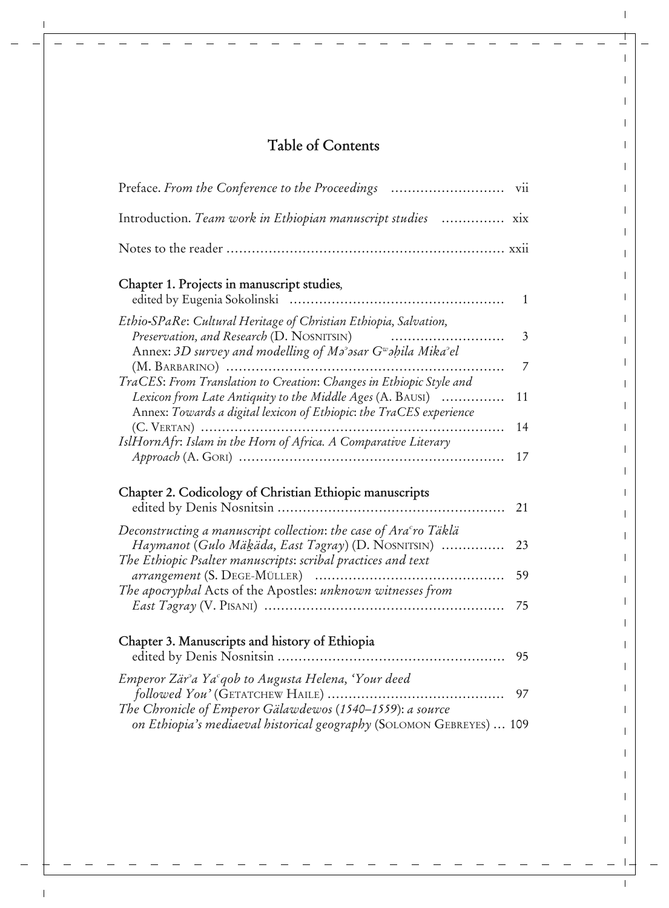# Table of Contents

Preface. *From the Conference to the Proceedings* .......................... vii

Introduction. *Team work in Ethiopian manuscript studies* .............. xix

Notes to the reader ................................................................ xxii

## Chapter 1. Projects in manuscript studies,

edited by Eugenia Sokolinski .................................................. 1

*Ethio-SPaRe*: *Cultural Heritage of Christian Ethiopia, Salvation, Preservation, and Research* (D. NOSNITSIN) .......................... 3

Annex: *3D survey and modelling of Məʾəsar Gʷəḥila Mikaʾel* (M. BARBARINO) ................................................................ 7

*TraCES*: *From Translation to Creation*: *Changes in Ethiopic Style and Lexicon from Late Antiquity to the Middle Ages* (A. BAUSI) .............. 11

Annex: *Towards a digital lexicon of Ethiopic*: *the TraCES experience* (C. VERTAN) ...................................................................... 14

*IslHornAfr*: *Islam in the Horn of Africa. A Comparative Literary Approach* (A. GORI) .............................................................. 17

## Chapter 2. Codicology of Christian Ethiopic manuscripts

edited by Denis Nosnitsin ...................................................... 21

*Deconstructing a manuscript collection*: *the case of Araʿro Täklä Haymanot* (*Gulo Mäḵäda, East Təgray*) (D. NOSNITSIN) .............. 23

*The Ethiopic Psalter manuscripts*: *scribal practices and text arrangement* (S. DEGE-MÜLLER) ............................................ 59

*The apocryphal* Acts of the Apostles: *unknown witnesses from East Təgray* (V. PISANI) ........................................................ 75

## Chapter 3. Manuscripts and history of Ethiopia

edited by Denis Nosnitsin ...................................................... 95

*Emperor Zärʾa Yaʿqob to Augusta Helena, 'Your deed followed You'* (GETATCHEW HAILE) ......................................... 97

*The Chronicle of Emperor Gälawdewos* (*1540–1559*): *a source on Ethiopia's mediaeval historical geography* (SOLOMON GEBREYES) ... 109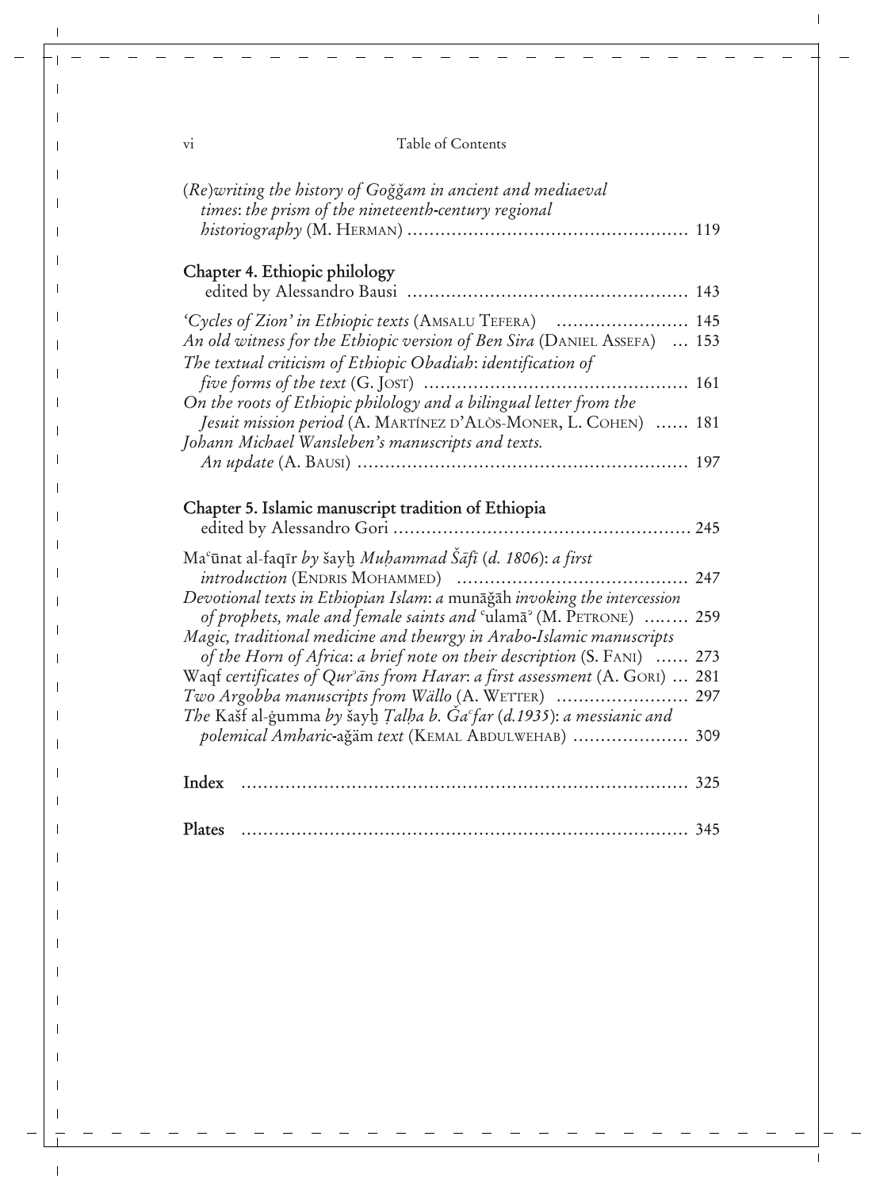*(Re)writing the history of Goǧǧam in ancient and mediaeval times: the prism of the nineteenth-century regional historiography* (M. HERMAN) .................................................. 119

**Chapter 4. Ethiopic philology**
edited by Alessandro Bausi .................................................. 143

*'Cycles of Zion' in Ethiopic texts* (AMSALU TEFERA) ........................ 145
*An old witness for the Ethiopic version of Ben Sira* (DANIEL ASSEFA) ... 153
*The textual criticism of Ethiopic Obadiah: identification of five forms of the text* (G. JOST) ................................................ 161
*On the roots of Ethiopic philology and a bilingual letter from the Jesuit mission period* (A. MARTÍNEZ D'ALÒS-MONER, L. COHEN) ...... 181
*Johann Michael Wansleben's manuscripts and texts. An update* (A. BAUSI) ............................................................ 197

**Chapter 5. Islamic manuscript tradition of Ethiopia**
edited by Alessandro Gori ...................................................... 245

Maʿūnat al-faqīr *by* šayḫ *Muḥammad Šāfī (d. 1806): a first introduction* (ENDRIS MOHAMMED) ......................................... 247
*Devotional texts in Ethiopian Islam: a* munāǧāh *invoking the intercession of prophets, male and female saints and* ʿulamāʾ (M. PETRONE) ........ 259
*Magic, traditional medicine and theurgy in Arabo-Islamic manuscripts of the Horn of Africa: a brief note on their description* (S. FANI) ...... 273
Waqf *certificates of Qurʾāns from Harar: a first assessment* (A. GORI) ... 281
*Two Argobba manuscripts from Wällo* (A. WETTER) ........................ 297
*The* Kašf al-ġumma *by* šayḫ *Ṭalḥa b. Ǧaʿfar (d.1935): a messianic and polemical Amharic-*aǧäm *text* (KEMAL ABDULWEHAB) ..................... 309

**Index** ................................................................................ 325

**Plates** ................................................................................ 345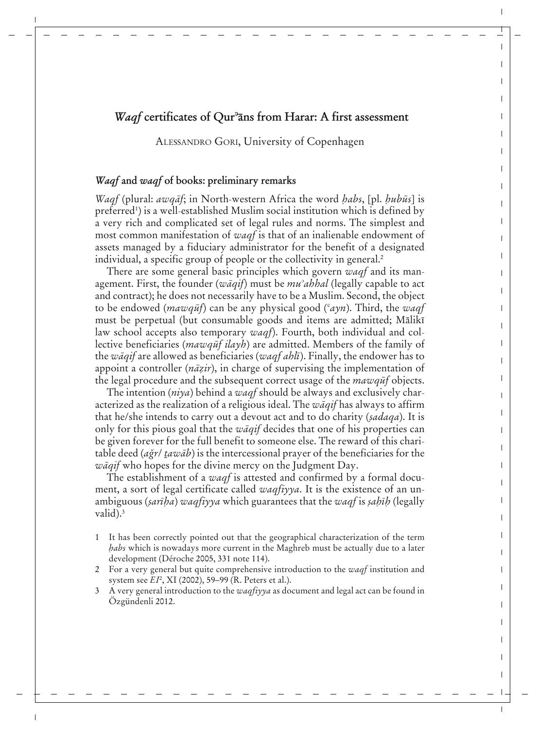# *Waqf* certificates of Qurʾāns from Harar: A first assessment

ALESSANDRO GORI, University of Copenhagen

## *Waqf* and *waqf* of books: preliminary remarks

*Waqf* (plural: *awqāf*; in North-western Africa the word *ḥabs*, [pl. *ḥubūs*] is preferred[1]) is a well-established Muslim social institution which is defined by a very rich and complicated set of legal rules and norms. The simplest and most common manifestation of *waqf* is that of an inalienable endowment of assets managed by a fiduciary administrator for the benefit of a designated individual, a specific group of people or the collectivity in general.[2]

There are some general basic principles which govern *waqf* and its management. First, the founder (*wāqif*) must be *muʾahhal* (legally capable to act and contract); he does not necessarily have to be a Muslim. Second, the object to be endowed (*mawqūf*) can be any physical good (*ʿayn*). Third, the *waqf* must be perpetual (but consumable goods and items are admitted; Mālikī law school accepts also temporary *waqf*). Fourth, both individual and collective beneficiaries (*mawqūf ilayh*) are admitted. Members of the family of the *wāqif* are allowed as beneficiaries (*waqf ahlī*). Finally, the endower has to appoint a controller (*nāẓir*), in charge of supervising the implementation of the legal procedure and the subsequent correct usage of the *mawqūf* objects.

The intention (*niya*) behind a *waqf* should be always and exclusively characterized as the realization of a religious ideal. The *wāqif* has always to affirm that he/she intends to carry out a devout act and to do charity (*ṣadaqa*). It is only for this pious goal that the *wāqif* decides that one of his properties can be given forever for the full benefit to someone else. The reward of this charitable deed (*aǧr*/ *ṯawāb*) is the intercessional prayer of the beneficiaries for the *wāqif* who hopes for the divine mercy on the Judgment Day.

The establishment of a *waqf* is attested and confirmed by a formal document, a sort of legal certificate called *waqfiyya*. It is the existence of an unambiguous (*ṣarīḥa*) *waqfiyya* which guarantees that the *waqf* is *ṣaḥīḥ* (legally valid).[3]

1 It has been correctly pointed out that the geographical characterization of the term *ḥabs* which is nowadays more current in the Maghreb must be actually due to a later development (Déroche 2005, 331 note 114).

2 For a very general but quite comprehensive introduction to the *waqf* institution and system see *EI*², XI (2002), 59–99 (R. Peters et al.).

3 A very general introduction to the *waqfiyya* as document and legal act can be found in Özgündenli 2012.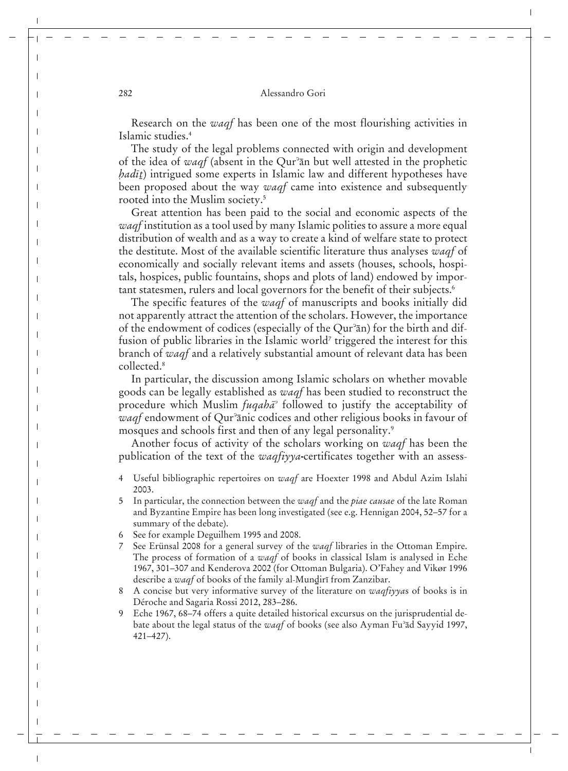Research on the *waqf* has been one of the most flourishing activities in Islamic studies.[4]

The study of the legal problems connected with origin and development of the idea of *waqf* (absent in the Qurʾān but well attested in the prophetic *ḥadīṯ*) intrigued some experts in Islamic law and different hypotheses have been proposed about the way *waqf* came into existence and subsequently rooted into the Muslim society.[5]

Great attention has been paid to the social and economic aspects of the *waqf* institution as a tool used by many Islamic polities to assure a more equal distribution of wealth and as a way to create a kind of welfare state to protect the destitute. Most of the available scientific literature thus analyses *waqf* of economically and socially relevant items and assets (houses, schools, hospitals, hospices, public fountains, shops and plots of land) endowed by important statesmen, rulers and local governors for the benefit of their subjects.[6]

The specific features of the *waqf* of manuscripts and books initially did not apparently attract the attention of the scholars. However, the importance of the endowment of codices (especially of the Qurʾān) for the birth and diffusion of public libraries in the Islamic world[7] triggered the interest for this branch of *waqf* and a relatively substantial amount of relevant data has been collected.[8]

In particular, the discussion among Islamic scholars on whether movable goods can be legally established as *waqf* has been studied to reconstruct the procedure which Muslim *fuqahāʾ* followed to justify the acceptability of *waqf* endowment of Qurʾānic codices and other religious books in favour of mosques and schools first and then of any legal personality.[9]

Another focus of activity of the scholars working on *waqf* has been the publication of the text of the *waqfiyya*-certificates together with an assess-

4 Useful bibliographic repertoires on *waqf* are Hoexter 1998 and Abdul Azim Islahi 2003.

5 In particular, the connection between the *waqf* and the *piae causae* of the late Roman and Byzantine Empire has been long investigated (see e.g. Hennigan 2004, 52–57 for a summary of the debate).

6 See for example Deguilhem 1995 and 2008.

7 See Erünsal 2008 for a general survey of the *waqf* libraries in the Ottoman Empire. The process of formation of a *waqf* of books in classical Islam is analysed in Eche 1967, 301–307 and Kenderova 2002 (for Ottoman Bulgaria). O'Fahey and Vikør 1996 describe a *waqf* of books of the family al-Munḏirī from Zanzibar.

8 A concise but very informative survey of the literature on *waqfiyya*s of books is in Déroche and Sagaria Rossi 2012, 283–286.

9 Eche 1967, 68–74 offers a quite detailed historical excursus on the jurisprudential debate about the legal status of the *waqf* of books (see also Ayman Fuʾād Sayyid 1997, 421–427).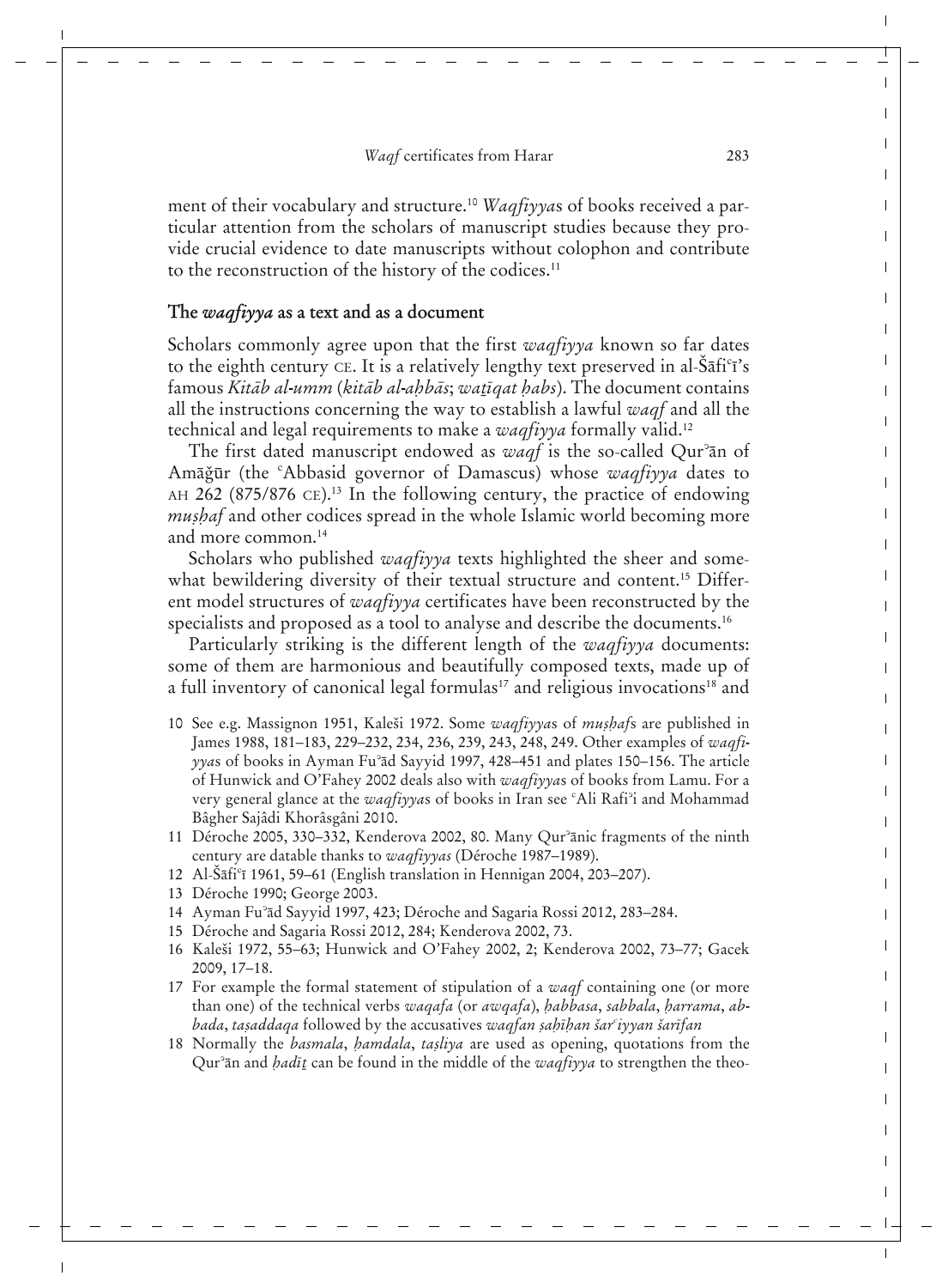ment of their vocabulary and structure.[10] *Waqfiyya*s of books received a particular attention from the scholars of manuscript studies because they provide crucial evidence to date manuscripts without colophon and contribute to the reconstruction of the history of the codices.[11]

## The *waqfiyya* as a text and as a document

Scholars commonly agree upon that the first *waqfiyya* known so far dates to the eighth century CE. It is a relatively lengthy text preserved in al-Šāfiʿī's famous *Kitāb al-umm* (*kitāb al-aḥbās*; *waṯīqat ḥabs*). The document contains all the instructions concerning the way to establish a lawful *waqf* and all the technical and legal requirements to make a *waqfiyya* formally valid.[12]

The first dated manuscript endowed as *waqf* is the so-called Qurʾān of Amāǧūr (the ʿAbbasid governor of Damascus) whose *waqfiyya* dates to AH 262 (875/876 CE).[13] In the following century, the practice of endowing *muṣḥaf* and other codices spread in the whole Islamic world becoming more and more common.[14]

Scholars who published *waqfiyya* texts highlighted the sheer and somewhat bewildering diversity of their textual structure and content.[15] Different model structures of *waqfiyya* certificates have been reconstructed by the specialists and proposed as a tool to analyse and describe the documents.[16]

Particularly striking is the different length of the *waqfiyya* documents: some of them are harmonious and beautifully composed texts, made up of a full inventory of canonical legal formulas[17] and religious invocations[18] and

10 See e.g. Massignon 1951, Kaleši 1972. Some *waqfiyya*s of *muṣḥaf*s are published in James 1988, 181–183, 229–232, 234, 236, 239, 243, 248, 249. Other examples of *waqfiyya*s of books in Ayman Fuʾād Sayyid 1997, 428–451 and plates 150–156. The article of Hunwick and O'Fahey 2002 deals also with *waqfiyya*s of books from Lamu. For a very general glance at the *waqfiyya*s of books in Iran see ʿAli Rafiʾi and Mohammad Bâgher Sajâdi Khorâsgâni 2010.

11 Déroche 2005, 330–332, Kenderova 2002, 80. Many Qurʾānic fragments of the ninth century are datable thanks to *waqfiyyas* (Déroche 1987–1989).

12 Al-Šāfiʿī 1961, 59–61 (English translation in Hennigan 2004, 203–207).

13 Déroche 1990; George 2003.

14 Ayman Fuʾād Sayyid 1997, 423; Déroche and Sagaria Rossi 2012, 283–284.

15 Déroche and Sagaria Rossi 2012, 284; Kenderova 2002, 73.

16 Kaleši 1972, 55–63; Hunwick and O'Fahey 2002, 2; Kenderova 2002, 73–77; Gacek 2009, 17–18.

17 For example the formal statement of stipulation of a *waqf* containing one (or more than one) of the technical verbs *waqafa* (or *awqafa*), *ḥabbasa*, *sabbala*, *ḥarrama*, *abbada*, *taṣaddaqa* followed by the accusatives *waqfan ṣaḥīḥan šarʿiyyan šarīfan*

18 Normally the *basmala*, *ḥamdala*, *taṣliya* are used as opening, quotations from the Qurʾān and *ḥadīṯ* can be found in the middle of the *waqfiyya* to strengthen the theo-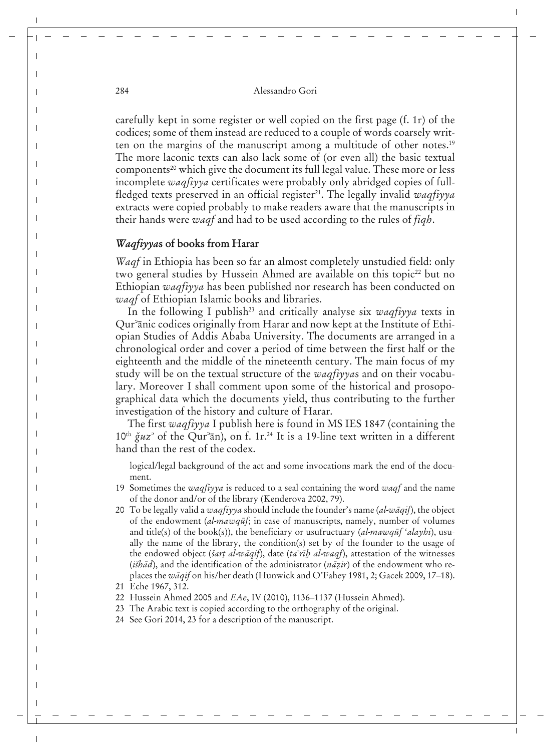carefully kept in some register or well copied on the first page (f. 1r) of the codices; some of them instead are reduced to a couple of words coarsely written on the margins of the manuscript among a multitude of other notes.[19] The more laconic texts can also lack some of (or even all) the basic textual components[20] which give the document its full legal value. These more or less incomplete *waqfiyya* certificates were probably only abridged copies of full-fledged texts preserved in an official register[21]. The legally invalid *waqfiyya* extracts were copied probably to make readers aware that the manuscripts in their hands were *waqf* and had to be used according to the rules of *fiqh*.

## *Waqfiyya*s of books from Harar

*Waqf* in Ethiopia has been so far an almost completely unstudied field: only two general studies by Hussein Ahmed are available on this topic[22] but no Ethiopian *waqfiyya* has been published nor research has been conducted on *waqf* of Ethiopian Islamic books and libraries.

In the following I publish[23] and critically analyse six *waqfiyya* texts in Qurʾānic codices originally from Harar and now kept at the Institute of Ethiopian Studies of Addis Ababa University. The documents are arranged in a chronological order and cover a period of time between the first half or the eighteenth and the middle of the nineteenth century. The main focus of my study will be on the textual structure of the *waqfiyya*s and on their vocabulary. Moreover I shall comment upon some of the historical and prosopographical data which the documents yield, thus contributing to the further investigation of the history and culture of Harar.

The first *waqfiyya* I publish here is found in MS IES 1847 (containing the 10th *ǧuzʾ* of the Qurʾān), on f. 1r.[24] It is a 19-line text written in a different hand than the rest of the codex.

logical/legal background of the act and some invocations mark the end of the document.

19 Sometimes the *waqfiyya* is reduced to a seal containing the word *waqf* and the name of the donor and/or of the library (Kenderova 2002, 79).

20 To be legally valid a *waqfiyya* should include the founder's name (*al-wāqif*), the object of the endowment (*al-mawqūf*; in case of manuscripts, namely, number of volumes and title(s) of the book(s)), the beneficiary or usufructuary (*al-mawqūf ʿalayhi*), usually the name of the library, the condition(s) set by of the founder to the usage of the endowed object (*šarṭ al-wāqif*), date (*taʾrīḫ al-waqf*), attestation of the witnesses (*išhād*), and the identification of the administrator (*nāẓir*) of the endowment who replaces the *wāqif* on his/her death (Hunwick and O'Fahey 1981, 2; Gacek 2009, 17–18).

21 Eche 1967, 312.

22 Hussein Ahmed 2005 and *EAe*, IV (2010), 1136–1137 (Hussein Ahmed).

23 The Arabic text is copied according to the orthography of the original.

24 See Gori 2014, 23 for a description of the manuscript.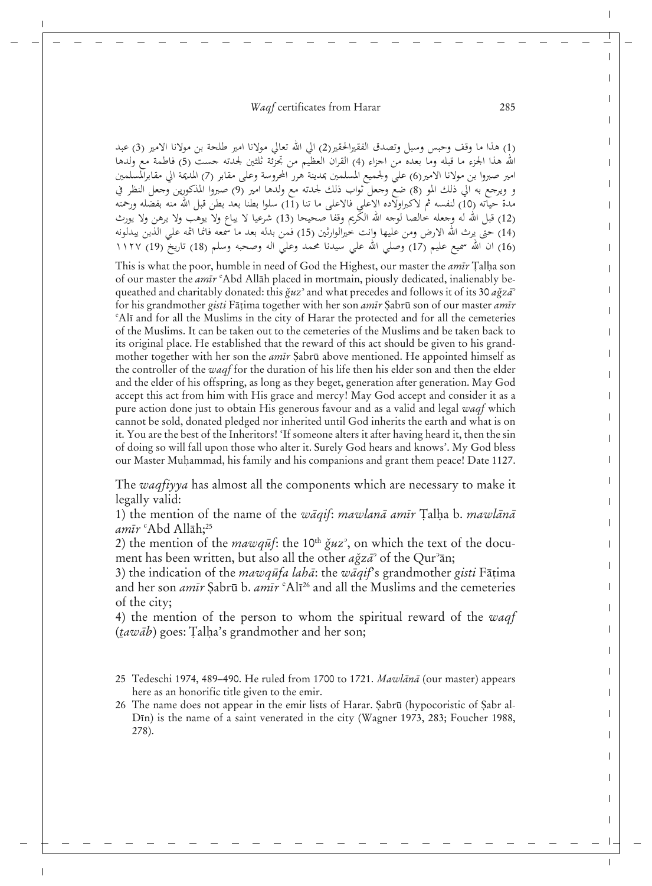(1) هذا ما وقف وحبس وسبل وتصدق الفقيرالحقير(2) الي الله تعالي مولانا امير طلحة بن مولانا الامير (3) عبد الله هذا الجزء ما قبله وما بعده من اجزاء (4) القران العظيم من تجزئة ثلثين لجدته جست (5) فاطمة مع ولدها امير صبروا بن مولانا الامير(6) علي ولجميع المسلمين بمدينة هرر المحروسة وعلى مقابر (7) المديمة الي مقابرالمسلمين و ويرجع به الي ذلك المو (8) ضع وجعل ثواب ذلك لجدته مع ولدها امير (9) صبروا المذكورين وجعل النظر في مدة حياته (10) لنفسه ثم لاكبراولاده الاعلي فالاعلى ما تنا (11) سلوا بطنا بعد بطن قبل الله منه بفضله ورحمته (12) قبل الله له وجعله خالصا لوجه الله الكريم وقفا صحيحا (13) شرعيا لا يباع ولا يوهب ولا يرهن ولا يورث (14) حتى يرث الله الارض ومن عليها وانت خيرالوارثين (15) فمن بدله بعد ما سمعه فانما اثمه علي الذين يبدلونه (16) ان الله سميع عليم (17) وصلي الله علي سيدنا محمد وعلي اله وصحبه وسلم (18) تاريخ (19) ١١٢٧

This is what the poor, humble in need of God the Highest, our master the *amīr* Ṭalḥa son of our master the *amīr* ʿAbd Allāh placed in mortmain, piously dedicated, inalienably bequeathed and charitably donated: this *ǧuzʾ* and what precedes and follows it of its 30 *aǧzāʾ* for his grandmother *gisti* Fāṭima together with her son *amīr* Ṣabrū son of our master *amīr* ʿAlī and for all the Muslims in the city of Harar the protected and for all the cemeteries of the Muslims. It can be taken out to the cemeteries of the Muslims and be taken back to its original place. He established that the reward of this act should be given to his grandmother together with her son the *amīr* Ṣabrū above mentioned. He appointed himself as the controller of the *waqf* for the duration of his life then his elder son and then the elder and the elder of his offspring, as long as they beget, generation after generation. May God accept this act from him with His grace and mercy! May God accept and consider it as a pure action done just to obtain His generous favour and as a valid and legal *waqf* which cannot be sold, donated pledged nor inherited until God inherits the earth and what is on it. You are the best of the Inheritors! 'If someone alters it after having heard it, then the sin of doing so will fall upon those who alter it. Surely God hears and knows'. My God bless our Master Muḥammad, his family and his companions and grant them peace! Date 1127.

The *waqfiyya* has almost all the components which are necessary to make it legally valid:

1) the mention of the name of the *wāqif*: *mawlanā amīr* Ṭalḥa b. *mawlānā amīr* ʿAbd Allāh;[25]

2) the mention of the *mawqūf*: the 10th *ǧuzʾ*, on which the text of the document has been written, but also all the other *aǧzāʾ* of the Qurʾān;

3) the indication of the *mawqūfa lahā*: the *wāqif*'s grandmother *gisti* Fāṭima and her son *amīr* Ṣabrū b. *amīr* ʿAlī[26] and all the Muslims and the cemeteries of the city;

4) the mention of the person to whom the spiritual reward of the *waqf* (*ṯawāb*) goes: Ṭalḥa's grandmother and her son;

---

25 Tedeschi 1974, 489–490. He ruled from 1700 to 1721. *Mawlānā* (our master) appears here as an honorific title given to the emir.

26 The name does not appear in the emir lists of Harar. Ṣabrū (hypocoristic of Ṣabr al-Dīn) is the name of a saint venerated in the city (Wagner 1973, 283; Foucher 1988, 278).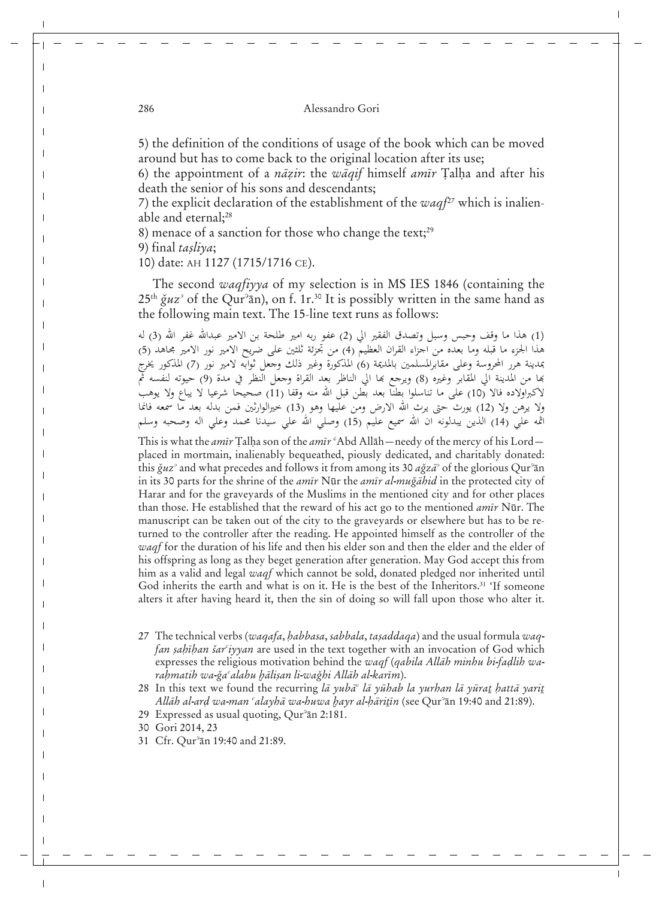5) the definition of the conditions of usage of the book which can be moved around but has to come back to the original location after its use;
6) the appointment of a *nāẓir*: the *wāqif* himself *amīr* Ṭalḥa and after his death the senior of his sons and descendants;
7) the explicit declaration of the establishment of the *waqf*[27] which is inalienable and eternal;[28]
8) menace of a sanction for those who change the text;[29]
9) final *taṣliya*;
10) date: AH 1127 (1715/1716 CE).

The second *waqfiyya* of my selection is in MS IES 1846 (containing the 25th *ǧuzʾ* of the Qurʾān), on f. 1r.[30] It is possibly written in the same hand as the following main text. The 15-line text runs as follows:

(1) هذا ما وقف وحبس وسبل وتصدق الفقير الي (2) عفو ربه امير طلحة بن الامير عبدالله غفر الله (3) له هذا الجزء ما قبله وما بعده من اجزاء القران العظيم (4) من تجزئة ثلثين على ضريح الامير نور الامير مجاهد (5) بمدينة هرر المحروسة وعلى مقابرالمسلمين بالمدينة (6) المذكورة وغير ذلك وجعل ثوابه لامير نور (7) المذكور يخرج بها من المدينة الي المقابر وغيره (8) ويرجع بها الي الناظر بعد القراة وجعل النظر في مدة (9) حيوته لنفسه ثم لاكبراولاده فالا (10) على ما تناسلوا بطنا بعد بطن قبل الله منه وقفا (11) صحيحا شرعيا لا يباع ولا يوهب ولا يرهن ولا (12) يورث حتى يرث الله الارض ومن عليها وهو (13) خيرالوارثين فمن بدله بعد ما سمعه فانما اثمه علي (14) الذين يبدلونه ان الله سميع عليم (15) وصلي الله علي سيدنا محمد وعلي اله وصحبه وسلم

This is what the *amīr* Ṭalḥa son of the *amīr* ʿAbd Allāh—needy of the mercy of his Lord—placed in mortmain, inalienably bequeathed, piously dedicated, and charitably donated: this *ǧuzʾ* and what precedes and follows it from among its 30 *aǧzāʾ* of the glorious Qurʾān in its 30 parts for the shrine of the *amīr* Nūr the *amīr al-muǧāhid* in the protected city of Harar and for the graveyards of the Muslims in the mentioned city and for other places than those. He established that the reward of his act go to the mentioned *amīr* Nūr. The manuscript can be taken out of the city to the graveyards or elsewhere but has to be returned to the controller after the reading. He appointed himself as the controller of the *waqf* for the duration of his life and then his elder son and then the elder and the elder of his offspring as long as they beget generation after generation. May God accept this from him as a valid and legal *waqf* which cannot be sold, donated pledged nor inherited until God inherits the earth and what is on it. He is the best of the Inheritors.[31] 'If someone alters it after having heard it, then the sin of doing so will fall upon those who alter it.

27 The technical verbs (*waqafa*, *ḥabbasa*, *sabbala*, *taṣaddaqa*) and the usual formula *waqfan ṣaḥīḥan šarʿiyyan* are used in the text together with an invocation of God which expresses the religious motivation behind the *waqf* (*qabila Allāh minhu bi-faḍlih wa-raḥmatih wa-ǧaʿalahu ḫāliṣan li-waǧhi Allāh al-karīm*).

28 In this text we found the recurring *lā yubāʿ lā yūhab la yurhan lā yūraṯ ḥattā yariṯ Allāh al-arḍ wa-man ʿalayhā wa-huwa ḫayr al-ḫāriṯīn* (see Qurʾān 19:40 and 21:89).

29 Expressed as usual quoting, Qurʾān 2:181.

30 Gori 2014, 23

31 Cfr. Qurʾān 19:40 and 21:89.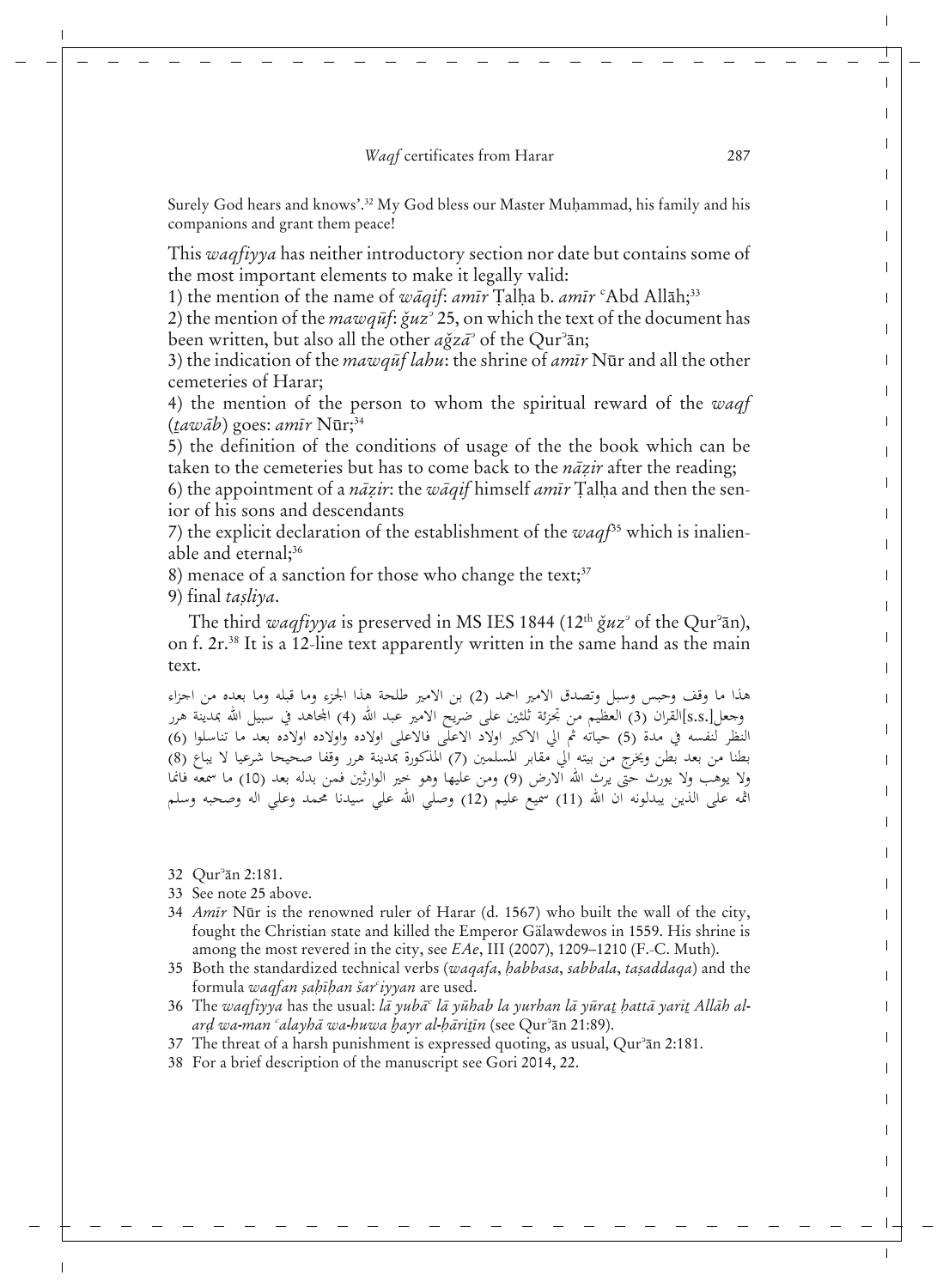Surely God hears and knows'.[32] My God bless our Master Muḥammad, his family and his companions and grant them peace!

This *waqfiyya* has neither introductory section nor date but contains some of the most important elements to make it legally valid:

1) the mention of the name of *wāqif*: *amīr* Ṭalḥa b. *amīr* ʿAbd Allāh;[33]

2) the mention of the *mawqūf*: *ǧuzʾ* 25, on which the text of the document has been written, but also all the other *aǧzāʾ* of the Qurʾān;

3) the indication of the *mawqūf lahu*: the shrine of *amīr* Nūr and all the other cemeteries of Harar;

4) the mention of the person to whom the spiritual reward of the *waqf* (*ṯawāb*) goes: *amīr* Nūr;[34]

5) the definition of the conditions of usage of the the book which can be taken to the cemeteries but has to come back to the *nāẓir* after the reading;

6) the appointment of a *nāẓir*: the *wāqif* himself *amīr* Ṭalḥa and then the senior of his sons and descendants

7) the explicit declaration of the establishment of the *waqf*[35] which is inalienable and eternal;[36]

8) menace of a sanction for those who change the text;[37]

9) final *taṣliya*.

The third *waqfiyya* is preserved in MS IES 1844 (12th *ǧuzʾ* of the Qurʾān), on f. 2r.[38] It is a 12-line text apparently written in the same hand as the main text.

هذا ما وقف وحبس وسبل وتصدق الامير طلحة (2) بن الامير احمد هذا الجزء وما قبله وما بعده من اجزاء القران (3) العظيم من تجزئة ثلثين على ضريح الامير عبد الله (4) المجاهد في سبيل الله بمدينة هرر وجعل[s.s.] النظر لنفسه في مدة (5) حياته ثم الي الاكبر اولاد الاعلى فالاعلى اولاده واولاده اولاده بعد ما تناسلوا (6) بطنا من بعد بطن ويخرج من بيته الي مقابر المسلمين (7) المذكورة بمدينة هرر وقفا صحيحا شرعيا لا يباع (8) ولا يوهب ولا يورث حتى يرث الله الارض (9) ومن عليها وهو خير الوارثين فمن بدله بعد (10) ما سمعه فانما اثمه على الذين يبدلونه ان الله (11) سميع عليم (12) وصلي الله علي سيدنا محمد وعلي اله وصحبه وسلم

32 Qurʾān 2:181.

33 See note 25 above.

34 *Amīr* Nūr is the renowned ruler of Harar (d. 1567) who built the wall of the city, fought the Christian state and killed the Emperor Gälawdewos in 1559. His shrine is among the most revered in the city, see *EAe*, III (2007), 1209–1210 (F.-C. Muth).

35 Both the standardized technical verbs (*waqafa*, *ḥabbasa*, *sabbala*, *taṣaddaqa*) and the formula *waqfan ṣaḥīḥan šarʿiyyan* are used.

36 The *waqfiyya* has the usual: *lā yubāʿ lā yūhab la yurhan lā yūraṯ ḥattā yariṯ Allāh al-arḍ wa-man ʿalayhā wa-huwa ḫayr al-ḥāriṯīn* (see Qurʾān 21:89).

37 The threat of a harsh punishment is expressed quoting, as usual, Qurʾān 2:181.

38 For a brief description of the manuscript see Gori 2014, 22.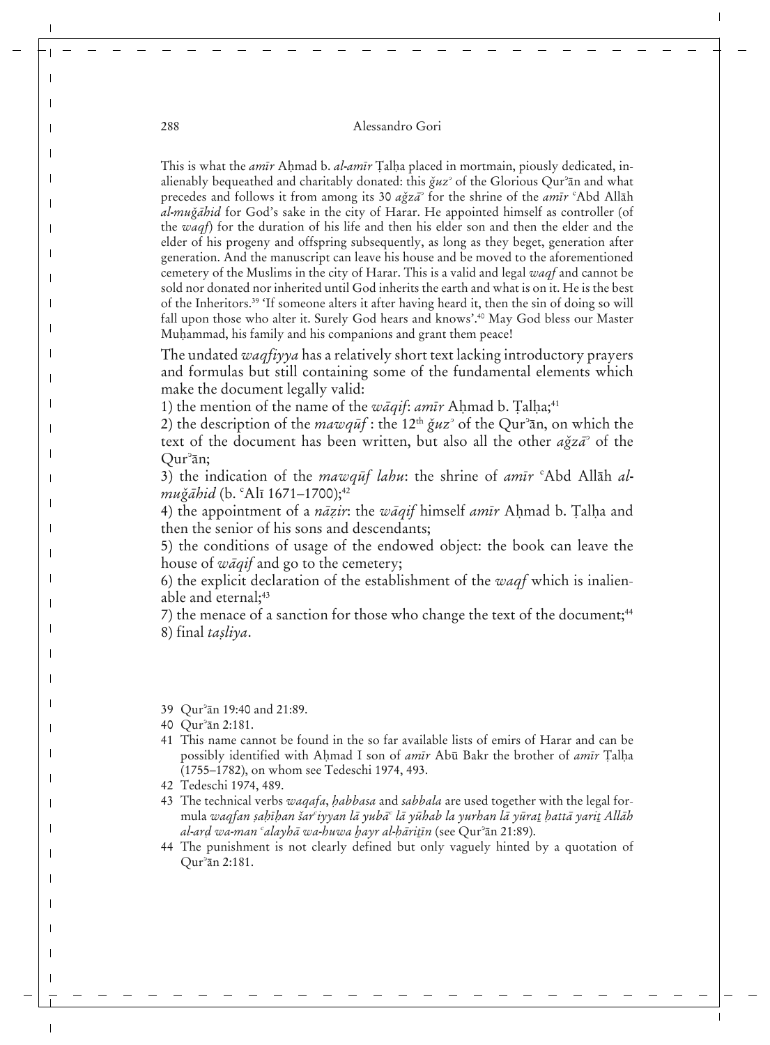This is what the *amīr* Aḥmad b. *al-amīr* Ṭalḥa placed in mortmain, piously dedicated, inalienably bequeathed and charitably donated: this *ǧuz*ʾ of the Glorious Qurʾān and what precedes and follows it from among its 30 *aǧzāʾ* for the shrine of the *amīr* ʿAbd Allāh *al-muǧāhid* for God's sake in the city of Harar. He appointed himself as controller (of the *waqf*) for the duration of his life and then his elder son and then the elder and the elder of his progeny and offspring subsequently, as long as they beget, generation after generation. And the manuscript can leave his house and be moved to the aforementioned cemetery of the Muslims in the city of Harar. This is a valid and legal *waqf* and cannot be sold nor donated nor inherited until God inherits the earth and what is on it. He is the best of the Inheritors.[39] 'If someone alters it after having heard it, then the sin of doing so will fall upon those who alter it. Surely God hears and knows'.[40] May God bless our Master Muḥammad, his family and his companions and grant them peace!

The undated *waqfiyya* has a relatively short text lacking introductory prayers and formulas but still containing some of the fundamental elements which make the document legally valid:

1) the mention of the name of the *wāqif*: *amīr* Aḥmad b. Ṭalḥa;[41]

2) the description of the *mawqūf* : the 12th *ǧuz*ʾ of the Qurʾān, on which the text of the document has been written, but also all the other *aǧzāʾ* of the Qurʾān;

3) the indication of the *mawqūf lahu*: the shrine of *amīr* ʿAbd Allāh *al-muǧāhid* (b. ʿAlī 1671–1700);[42]

4) the appointment of a *nāẓir*: the *wāqif* himself *amīr* Aḥmad b. Ṭalḥa and then the senior of his sons and descendants;

5) the conditions of usage of the endowed object: the book can leave the house of *wāqif* and go to the cemetery;

6) the explicit declaration of the establishment of the *waqf* which is inalienable and eternal;[43]

7) the menace of a sanction for those who change the text of the document;[44]

8) final *taṣliya*.

39 Qurʾān 19:40 and 21:89.

40 Qurʾān 2:181.

41 This name cannot be found in the so far available lists of emirs of Harar and can be possibly identified with Aḥmad I son of *amīr* Abū Bakr the brother of *amīr* Ṭalḥa (1755–1782), on whom see Tedeschi 1974, 493.

42 Tedeschi 1974, 489.

43 The technical verbs *waqafa*, *ḥabbasa* and *sabbala* are used together with the legal formula *waqfan ṣaḥīḥan šarʿiyyan lā yubāʿ lā yūhab la yurhan lā yūraṯ ḥattā yariṯ Allāh al-arḍ wa-man ʿalayhā wa-huwa ḫayr al-hāriṯīn* (see Qurʾān 21:89).

44 The punishment is not clearly defined but only vaguely hinted by a quotation of Qurʾān 2:181.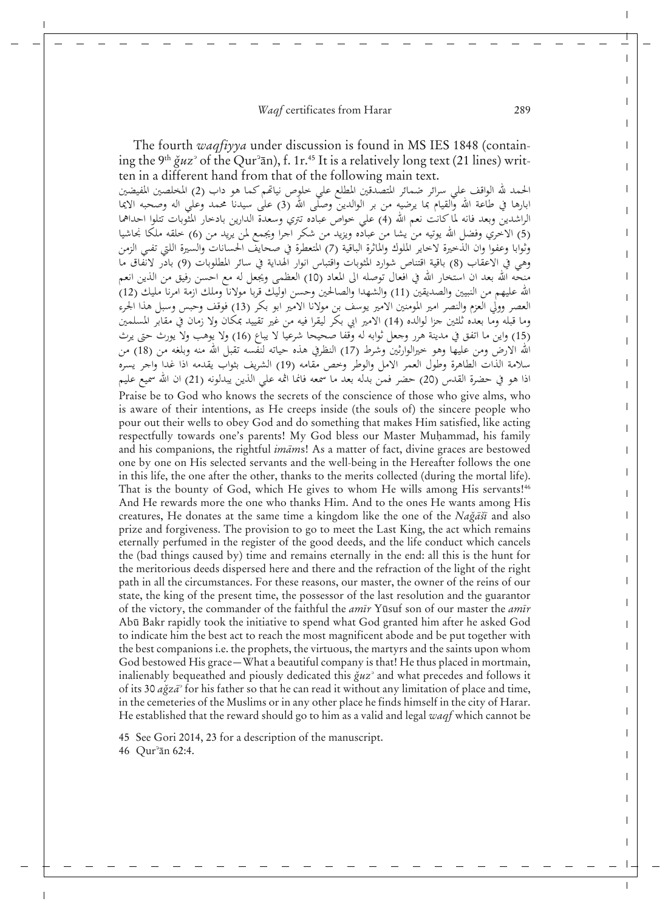The fourth *waqfiyya* under discussion is found in MS IES 1848 (containing the 9th *ǧuzʾ* of the Qurʾān), f. 1r.[45] It is a relatively long text (21 lines) written in a different hand from that of the following main text.

الحمد لله الواقف على سرائر ضمائر المتصدقين المطلع على خلوص نياتهم كما هو داب (2) المخلصين المفيضين ابارها في طاعة الله والقيام بما يرضيه من بر الوالدين وصلى الله (3) على سيدنا محمد وعلى اله وصحبه الايما الراشدين وبعد فانه لما كانت نعم الله (4) على خواص عباده تترى وسعدة الدارين بادخار المثوبات تتلوا احداهما (5) الاخرى وفضل الله يوتيه من يشا من عباده ويزيد من شكر اجرا ويجمع لمن يريد من (6) خلقه ملكا نجاشيا وثوابا وعفوا وان الذخيرة لاخاير الملوك والماثرة الباقية (7) المتعطرة في صحايف الحسانات والسيرة اللتي تفنى الزمن وهي في الاعقاب (8) باقية اقتناص شوارد المثوبات واقتباس انوار الهداية في سائر المطلوبات (9) بادر لانفاق ما منحه الله بعد ان استخار الله في افعال توصله الى المعاد (10) العظمى ويجعل له مع احسن رفيق من الذين انعم الله عليهم من النبيين والصديقين (11) والشهدا والصالحين وحسن اوليك قربا مولانا وملك ازمة امرنا مليك (12) العصر وولي العزم والنصر امير المومنين الامير يوسف بن مولانا الامير ابو بكر (13) فوقف وحبس وسبل هذا الجزء وما قبله وما بعده ثلثين جزا لوالده (14) الامير ابي بكر ليقرا فيه من غير تقييد بمكان ولا زمان في مقابر المسلمين (15) واين ما اتفق في مدينة هرر وجعل ثوابه له وقفا صحيحا شرعيا لا يباع (16) ولا يوهب ولا يورث حتى يرث الله الارض ومن عليها وهو خيرالوارثين وشرط (17) النظرفي هذه حياته لنفسه تقبل الله منه وبلغه من (18) من سلامة الذات الطاهرة وطول العمر الامل والوطر وخص مقامه (19) الشريف بثواب يقدمه اذا غدا واجر يسره اذا هو في حضرة القدس (20) حضر فمن بدله بعد ما سمعه فانما اثمه على الذين يبدلونه (21) ان الله سميع عليم

Praise be to God who knows the secrets of the conscience of those who give alms, who is aware of their intentions, as He creeps inside (the souls of) the sincere people who pour out their wells to obey God and do something that makes Him satisfied, like acting respectfully towards one's parents! My God bless our Master Muḥammad, his family and his companions, the rightful *imām*s! As a matter of fact, divine graces are bestowed one by one on His selected servants and the well-being in the Hereafter follows the one in this life, the one after the other, thanks to the merits collected (during the mortal life). That is the bounty of God, which He gives to whom He wills among His servants![46] And He rewards more the one who thanks Him. And to the ones He wants among His creatures, He donates at the same time a kingdom like the one of the *Naǧāšī* and also prize and forgiveness. The provision to go to meet the Last King, the act which remains eternally perfumed in the register of the good deeds, and the life conduct which cancels the (bad things caused by) time and remains eternally in the end: all this is the hunt for the meritorious deeds dispersed here and there and the refraction of the light of the right path in all the circumstances. For these reasons, our master, the owner of the reins of our state, the king of the present time, the possessor of the last resolution and the guarantor of the victory, the commander of the faithful the *amīr* Yūsuf son of our master the *amīr* Abū Bakr rapidly took the initiative to spend what God granted him after he asked God to indicate him the best act to reach the most magnificent abode and be put together with the best companions i.e. the prophets, the virtuous, the martyrs and the saints upon whom God bestowed His grace—What a beautiful company is that! He thus placed in mortmain, inalienably bequeathed and piously dedicated this *ǧuzʾ* and what precedes and follows it of its 30 *aǧzāʾ* for his father so that he can read it without any limitation of place and time, in the cemeteries of the Muslims or in any other place he finds himself in the city of Harar. He established that the reward should go to him as a valid and legal *waqf* which cannot be

45 See Gori 2014, 23 for a description of the manuscript.

46 Qurʾān 62:4.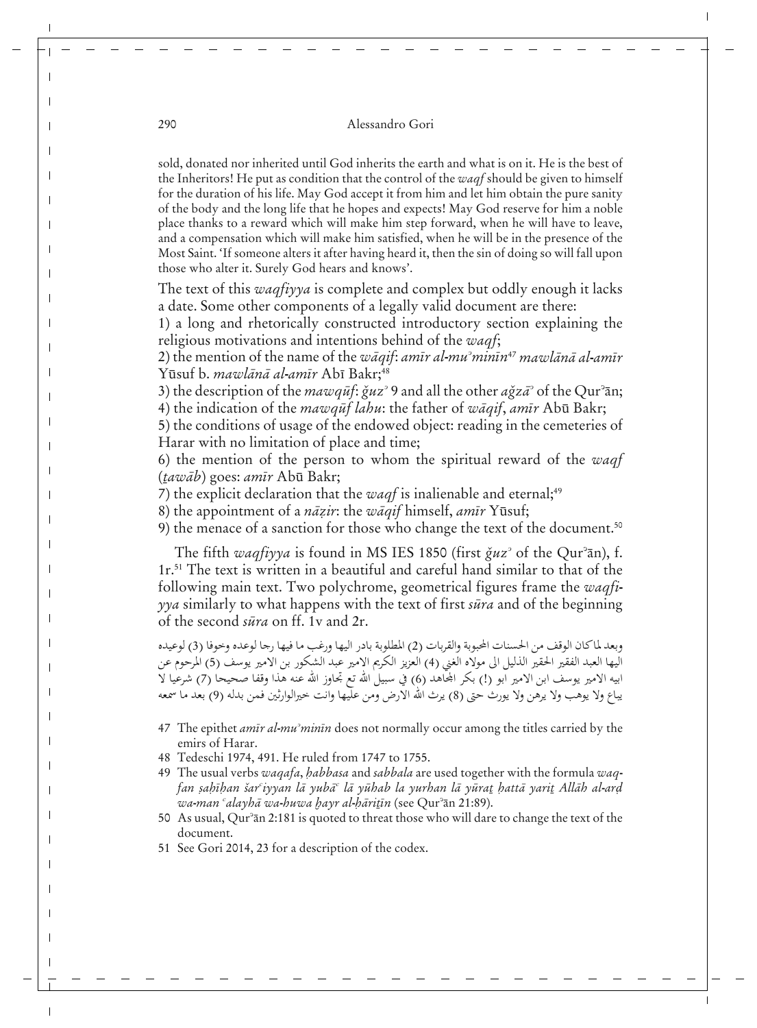sold, donated nor inherited until God inherits the earth and what is on it. He is the best of the Inheritors! He put as condition that the control of the *waqf* should be given to himself for the duration of his life. May God accept it from him and let him obtain the pure sanity of the body and the long life that he hopes and expects! May God reserve for him a noble place thanks to a reward which will make him step forward, when he will have to leave, and a compensation which will make him satisfied, when he will be in the presence of the Most Saint. 'If someone alters it after having heard it, then the sin of doing so will fall upon those who alter it. Surely God hears and knows'.

The text of this *waqfiyya* is complete and complex but oddly enough it lacks a date. Some other components of a legally valid document are there:

1) a long and rhetorically constructed introductory section explaining the religious motivations and intentions behind of the *waqf*;
2) the mention of the name of the *wāqif*: *amīr al-muʾminīn*[47] *mawlānā al-amīr* Yūsuf b. *mawlānā al-amīr* Abī Bakr;[48]
3) the description of the *mawqūf*: *ǧuzʾ* 9 and all the other *aǧzāʾ* of the Qurʾān;
4) the indication of the *mawqūf lahu*: the father of *wāqif*, *amīr* Abū Bakr;
5) the conditions of usage of the endowed object: reading in the cemeteries of Harar with no limitation of place and time;
6) the mention of the person to whom the spiritual reward of the *waqf* (*ṯawāb*) goes: *amīr* Abū Bakr;
7) the explicit declaration that the *waqf* is inalienable and eternal;[49]
8) the appointment of a *nāẓir*: the *wāqif* himself, *amīr* Yūsuf;
9) the menace of a sanction for those who change the text of the document.[50]

The fifth *waqfiyya* is found in MS IES 1850 (first *ǧuzʾ* of the Qurʾān), f. 1r.[51] The text is written in a beautiful and careful hand similar to that of the following main text. Two polychrome, geometrical figures frame the *waqfiyya* similarly to what happens with the text of first *sūra* and of the beginning of the second *sūra* on ff. 1v and 2r.

وبعد لماكان الوقف من الحسنات المحبوبة والقربات (2) المطلوبة بادر اليها ورغب ما فيها رجا لوعده وخوفا (3) لوعيده اليها العبد الفقير الحقير الذليل الى مولاه الغني (4) العزيز الكريم الامير عبد الشكور بن الامير يوسف (5) المرحوم عن ابيه الامير يوسف ابن الامير ابو (!) بكر المجاهد (6) في سبيل الله تع تجاوز الله عنه هذا وقفا صحيحا (7) شرعيا لا يباع ولا يوهب ولا يرهن ولا يورث حتى (8) يرث الله الارض ومن عليها وانت خيرالوارثين فمن بدله (9) بعد ما سمعه

47 The epithet *amīr al-muʾminīn* does not normally occur among the titles carried by the emirs of Harar.

48 Tedeschi 1974, 491. He ruled from 1747 to 1755.

49 The usual verbs *waqafa*, *ḥabbasa* and *sabbala* are used together with the formula *waqfan ṣaḥīḥan šarʿiyyan lā yubāʿ lā yūhab la yurhan lā yūraṯ ḥattā yariṯ Allāh al-arḍ wa-man ʿalayhā wa-huwa ḫayr al-ḫāriṯīn* (see Qurʾān 21:89).

50 As usual, Qurʾān 2:181 is quoted to threat those who will dare to change the text of the document.

51 See Gori 2014, 23 for a description of the codex.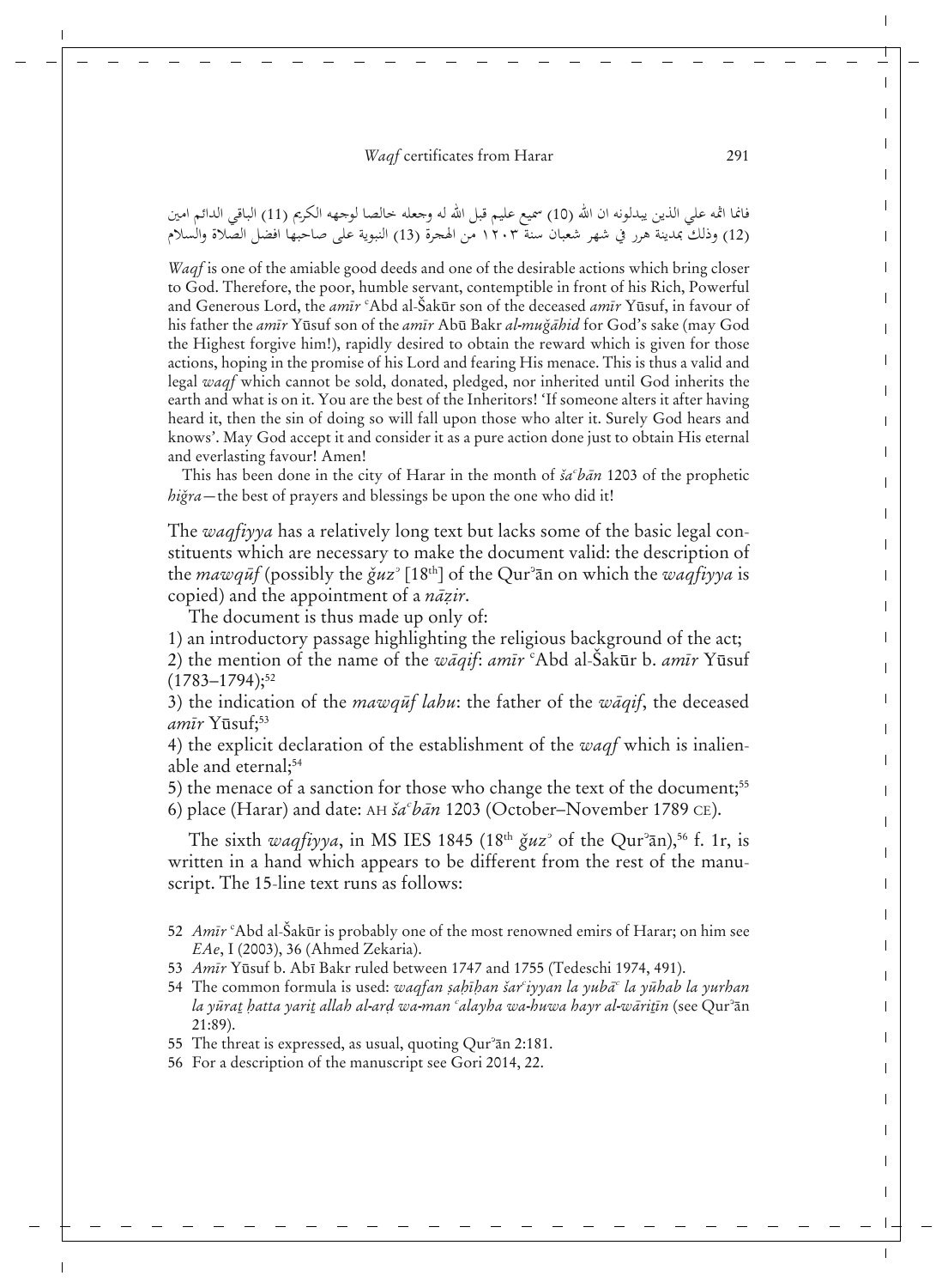فانما اثمه علي الذين يبدلونه ان الله (10) سميع عليم قبل الله له وجعله خالصا لوجهه الكريم (11) الباقي الدائم امين (12) وذلك بمدينة هرر في شهر شعبان سنة ١٢٠٣ من الهجرة (13) النبوية على صاحبها افضل الصلاة والسلام

*Waqf* is one of the amiable good deeds and one of the desirable actions which bring closer to God. Therefore, the poor, humble servant, contemptible in front of his Rich, Powerful and Generous Lord, the *amīr* ʿAbd al-Šakūr son of the deceased *amīr* Yūsuf, in favour of his father the *amīr* Yūsuf son of the *amīr* Abū Bakr *al-muǧāhid* for God's sake (may God the Highest forgive him!), rapidly desired to obtain the reward which is given for those actions, hoping in the promise of his Lord and fearing His menace. This is thus a valid and legal *waqf* which cannot be sold, donated, pledged, nor inherited until God inherits the earth and what is on it. You are the best of the Inheritors! 'If someone alters it after having heard it, then the sin of doing so will fall upon those who alter it. Surely God hears and knows'. May God accept it and consider it as a pure action done just to obtain His eternal and everlasting favour! Amen!

This has been done in the city of Harar in the month of *šaʿbān* 1203 of the prophetic *hiǧra*—the best of prayers and blessings be upon the one who did it!

The *waqfiyya* has a relatively long text but lacks some of the basic legal constituents which are necessary to make the document valid: the description of the *mawqūf* (possibly the *ǧuzʾ* [18th] of the Qurʾān on which the *waqfiyya* is copied) and the appointment of a *nāẓir*.

The document is thus made up only of:

1) an introductory passage highlighting the religious background of the act;
2) the mention of the name of the *wāqif*: *amīr* ʿAbd al-Šakūr b. *amīr* Yūsuf (1783–1794);[52]
3) the indication of the *mawqūf lahu*: the father of the *wāqif*, the deceased *amīr* Yūsuf;[53]
4) the explicit declaration of the establishment of the *waqf* which is inalienable and eternal;[54]
5) the menace of a sanction for those who change the text of the document;[55]
6) place (Harar) and date: AH *šaʿbān* 1203 (October–November 1789 CE).

The sixth *waqfiyya*, in MS IES 1845 (18th *ǧuzʾ* of the Qurʾān),[56] f. 1r, is written in a hand which appears to be different from the rest of the manuscript. The 15-line text runs as follows:

52 *Amīr* ʿAbd al-Šakūr is probably one of the most renowned emirs of Harar; on him see *EAe*, I (2003), 36 (Ahmed Zekaria).

53 *Amīr* Yūsuf b. Abī Bakr ruled between 1747 and 1755 (Tedeschi 1974, 491).

54 The common formula is used: *waqfan ṣaḥīḥan šarʿiyyan la yubāʿ la yūhab la yurhan la yūraṯ ḥatta yariṯ allah al-arḍ wa-man ʿalayha wa-huwa ḫayr al-wāriṯīn* (see Qurʾān 21:89).

55 The threat is expressed, as usual, quoting Qurʾān 2:181.

56 For a description of the manuscript see Gori 2014, 22.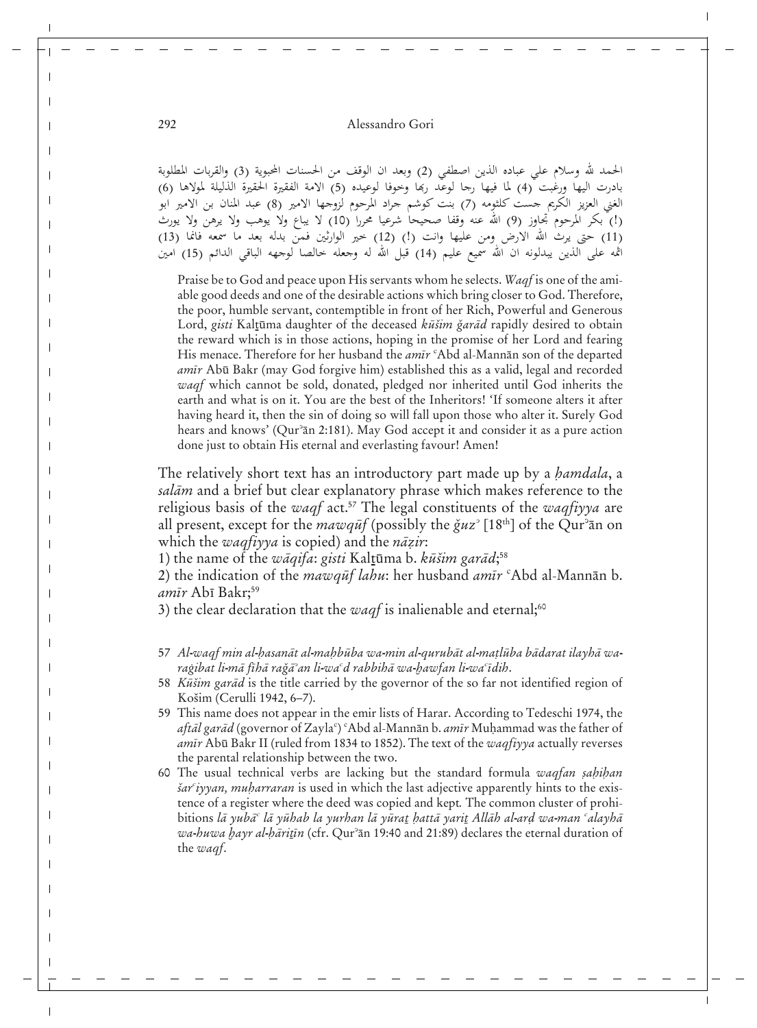الحمد لله وسلام علي عباده الذين اصطفي (2) وبعد ان الوقف من الحسنات المحبوبة (3) والقربات المطلوبة بادرت اليها ورغبت (4) لما فيها رجا لوعد ربها وخوفا لوعيده (5) الامة الفقيرة الحقيرة الذليلة لمولاها (6) الغني العزيز الكريم جست كلثومه (7) بنت كوشم جراد المرحوم لزوجها الامير (8) عبد المنان بن الامير ابو (!) بكر المرحوم تجاوز (9) الله عنه وقفا صحيحا شرعيا محررا (10) لا يباع ولا يوهب ولا يرهن ولا يورث (11) حتى يرث الله الارض ومن عليها وانت (!) (12) خير الوارثين فمن بدله بعد ما سمعه فانما (13) اثمه على الذين يبدلونه ان الله سميع عليم (14) قبل الله له وجعله خالصا لوجهه الباقي الدائم (15) امين

> Praise be to God and peace upon His servants whom he selects. *Waqf* is one of the amiable good deeds and one of the desirable actions which bring closer to God. Therefore, the poor, humble servant, contemptible in front of her Rich, Powerful and Generous Lord, *gisti* Kalṯūma daughter of the deceased *kūšim ǧarād* rapidly desired to obtain the reward which is in those actions, hoping in the promise of her Lord and fearing His menace. Therefore for her husband the *amīr* ʿAbd al-Mannān son of the departed *amīr* Abū Bakr (may God forgive him) established this as a valid, legal and recorded *waqf* which cannot be sold, donated, pledged nor inherited until God inherits the earth and what is on it. You are the best of the Inheritors! 'If someone alters it after having heard it, then the sin of doing so will fall upon those who alter it. Surely God hears and knows' (Qurʾān 2:181). May God accept it and consider it as a pure action done just to obtain His eternal and everlasting favour! Amen!

The relatively short text has an introductory part made up by a *ḥamdala*, a *salām* and a brief but clear explanatory phrase which makes reference to the religious basis of the *waqf* act.[57] The legal constituents of the *waqfiyya* are all present, except for the *mawqūf* (possibly the *ǧuzʾ* [18th] of the Qurʾān on which the *waqfiyya* is copied) and the *nāẓir*:

1) the name of the *wāqifa*: *gisti* Kalṯūma b. *kūšim garād*;[58]

2) the indication of the *mawqūf lahu*: her husband *amīr* ʿAbd al-Mannān b. *amīr* Abī Bakr;[59]

3) the clear declaration that the *waqf* is inalienable and eternal;[60]

57 *Al-waqf min al-ḥasanāt al-maḥbūba wa-min al-qurubāt al-maṭlūba bādarat ilayhā wa-raġibat li-mā fīhā raǧāʾan li-waʿd rabbihā wa-ḫawfan li-waʿīdih*.

58 *Kūšim garād* is the title carried by the governor of the so far not identified region of Košim (Cerulli 1942, 6–7).

59 This name does not appear in the emir lists of Harar. According to Tedeschi 1974, the *aftāl garād* (governor of Zaylaʿ) ʿAbd al-Mannān b. *amīr* Muḥammad was the father of *amīr* Abū Bakr II (ruled from 1834 to 1852). The text of the *waqfiyya* actually reverses the parental relationship between the two.

60 The usual technical verbs are lacking but the standard formula *waqfan ṣaḥiḥan šarʿiyyan, muḥarraran* is used in which the last adjective apparently hints to the existence of a register where the deed was copied and kept. The common cluster of prohibitions *lā yubāʿ lā yūhab la yurhan lā yūraṯ ḥattā yariṯ Allāh al-arḍ wa-man ʿalayhā wa-huwa ḫayr al-ḫāriṯīn* (cfr. Qurʾān 19:40 and 21:89) declares the eternal duration of the *waqf*.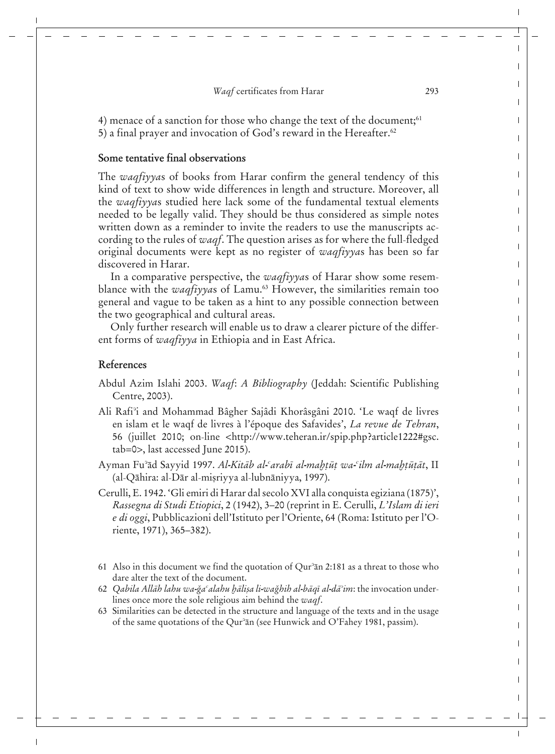4) menace of a sanction for those who change the text of the document;[61]
5) a final prayer and invocation of God's reward in the Hereafter.[62]

## Some tentative final observations

The *waqfiyya*s of books from Harar confirm the general tendency of this kind of text to show wide differences in length and structure. Moreover, all the *waqfiyya*s studied here lack some of the fundamental textual elements needed to be legally valid. They should be thus considered as simple notes written down as a reminder to invite the readers to use the manuscripts according to the rules of *waqf*. The question arises as for where the full-fledged original documents were kept as no register of *waqfiyya*s has been so far discovered in Harar.

In a comparative perspective, the *waqfiyya*s of Harar show some resemblance with the *waqfiyya*s of Lamu.[63] However, the similarities remain too general and vague to be taken as a hint to any possible connection between the two geographical and cultural areas.

Only further research will enable us to draw a clearer picture of the different forms of *waqfiyya* in Ethiopia and in East Africa.

## References

Abdul Azim Islahi 2003. *Waqf*: *A Bibliography* (Jeddah: Scientific Publishing Centre, 2003).

Ali Rafiʾi and Mohammad Bâgher Sajâdi Khorâsgâni 2010. 'Le waqf de livres en islam et le waqf de livres à l'époque des Safavides', *La revue de Tehran*, 56 (juillet 2010; on-line <http://www.teheran.ir/spip.php?article1222#gsc.tab=0>, last accessed June 2015).

Ayman Fuʾād Sayyid 1997. *Al-Kitāb al-ʿarabī al-maḫṭūṭ wa-ʿilm al-maḫṭūṭāt*, II (al-Qāhira: al-Dār al-miṣriyya al-lubnāniyya, 1997).

Cerulli, E. 1942. 'Gli emiri di Harar dal secolo XVI alla conquista egiziana (1875)', *Rassegna di Studi Etiopici*, 2 (1942), 3–20 (reprint in E. Cerulli, *L'Islam di ieri e di oggi*, Pubblicazioni dell'Istituto per l'Oriente, 64 (Roma: Istituto per l'Oriente, 1971), 365–382).

---

61 Also in this document we find the quotation of Qurʾān 2:181 as a threat to those who dare alter the text of the document.

62 *Qabila Allāh lahu wa-ǧaʿalahu ḫāliṣa li-waǧhih al-bāqī al-dāʾim*: the invocation underlines once more the sole religious aim behind the *waqf*.

63 Similarities can be detected in the structure and language of the texts and in the usage of the same quotations of the Qurʾān (see Hunwick and O'Fahey 1981, passim).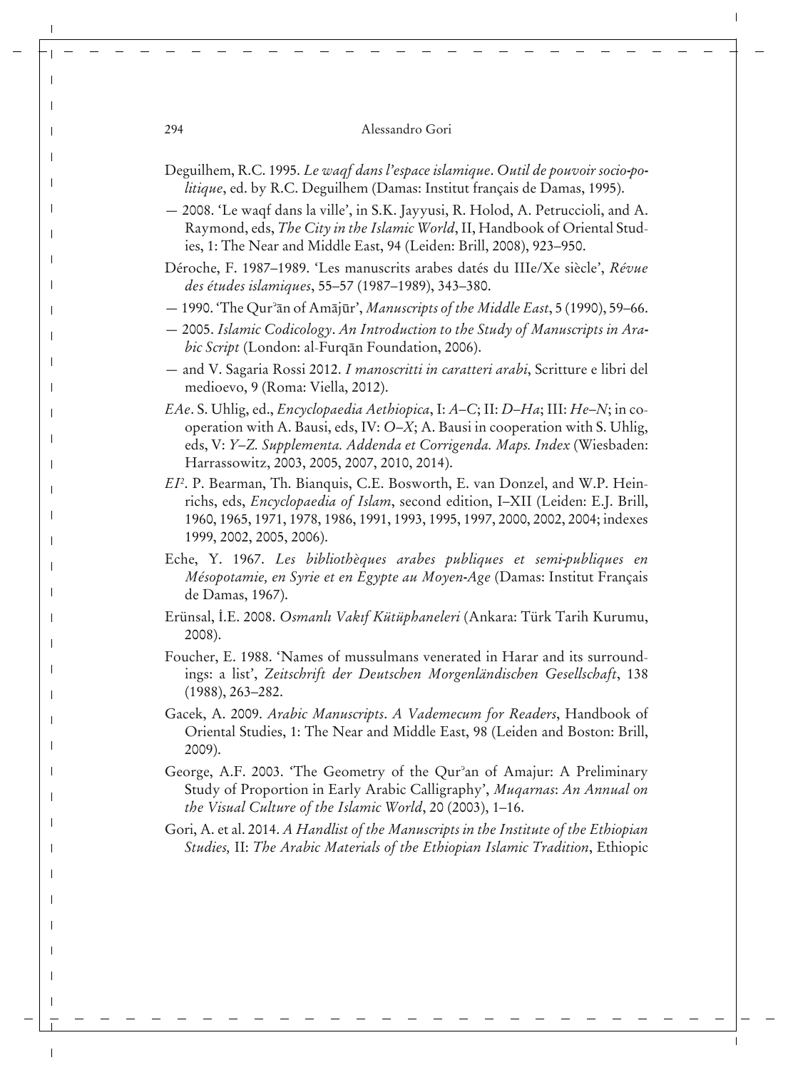Deguilhem, R.C. 1995. *Le waqf dans l'espace islamique. Outil de pouvoir socio-politique*, ed. by R.C. Deguilhem (Damas: Institut français de Damas, 1995).

— 2008. 'Le waqf dans la ville', in S.K. Jayyusi, R. Holod, A. Petruccioli, and A. Raymond, eds, *The City in the Islamic World*, II, Handbook of Oriental Studies, 1: The Near and Middle East, 94 (Leiden: Brill, 2008), 923–950.

Déroche, F. 1987–1989. 'Les manuscrits arabes datés du IIIe/Xe siècle', *Révue des études islamiques*, 55–57 (1987–1989), 343–380.

— 1990. 'The Qurʾān of Amājūr', *Manuscripts of the Middle East*, 5 (1990), 59–66.

— 2005. *Islamic Codicology. An Introduction to the Study of Manuscripts in Arabic Script* (London: al-Furqān Foundation, 2006).

— and V. Sagaria Rossi 2012. *I manoscritti in caratteri arabi*, Scritture e libri del medioevo, 9 (Roma: Viella, 2012).

*EAe*. S. Uhlig, ed., *Encyclopaedia Aethiopica*, I: *A–C*; II: *D–Ha*; III: *He–N*; in cooperation with A. Bausi, eds, IV: *O–X*; A. Bausi in cooperation with S. Uhlig, eds, V: *Y–Z. Supplementa. Addenda et Corrigenda. Maps. Index* (Wiesbaden: Harrassowitz, 2003, 2005, 2007, 2010, 2014).

*EI²*. P. Bearman, Th. Bianquis, C.E. Bosworth, E. van Donzel, and W.P. Heinrichs, eds, *Encyclopaedia of Islam*, second edition, I–XII (Leiden: E.J. Brill, 1960, 1965, 1971, 1978, 1986, 1991, 1993, 1995, 1997, 2000, 2002, 2004; indexes 1999, 2002, 2005, 2006).

Eche, Y. 1967. *Les bibliothèques arabes publiques et semi-publiques en Mésopotamie, en Syrie et en Egypte au Moyen-Age* (Damas: Institut Français de Damas, 1967).

Erünsal, İ.E. 2008. *Osmanlı Vakıf Kütüphaneleri* (Ankara: Türk Tarih Kurumu, 2008).

Foucher, E. 1988. 'Names of mussulmans venerated in Harar and its surroundings: a list', *Zeitschrift der Deutschen Morgenländischen Gesellschaft*, 138 (1988), 263–282.

Gacek, A. 2009. *Arabic Manuscripts. A Vademecum for Readers*, Handbook of Oriental Studies, 1: The Near and Middle East, 98 (Leiden and Boston: Brill, 2009).

George, A.F. 2003. 'The Geometry of the Qurʾan of Amajur: A Preliminary Study of Proportion in Early Arabic Calligraphy', *Muqarnas: An Annual on the Visual Culture of the Islamic World*, 20 (2003), 1–16.

Gori, A. et al. 2014. *A Handlist of the Manuscripts in the Institute of the Ethiopian Studies,* II: *The Arabic Materials of the Ethiopian Islamic Tradition*, Ethiopic